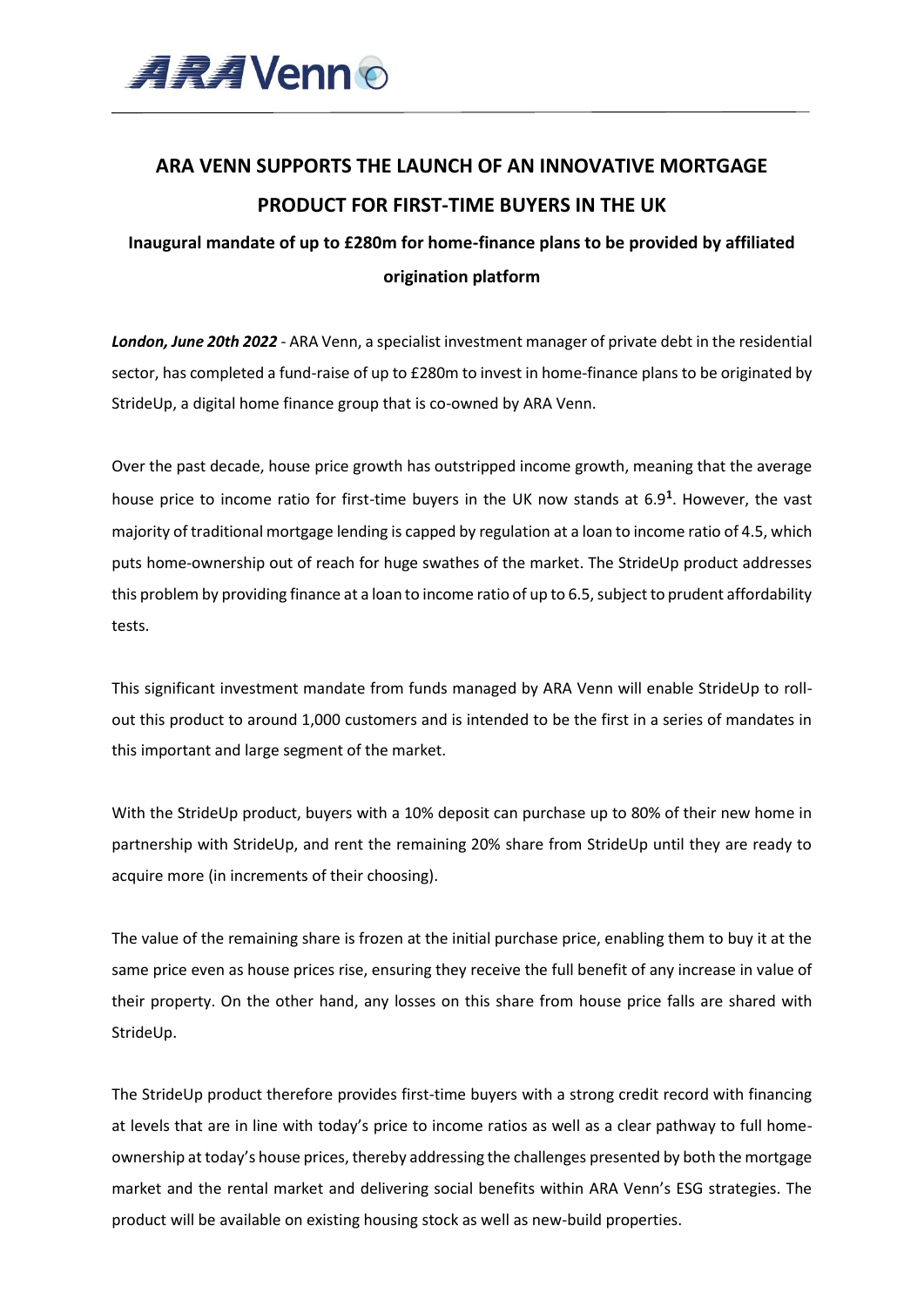# ARA VENN SUPPORTS THE LAUNCH OF AN INNOVATIVE MORTGAGE PRODUCT FOR FIRST-TIME BUYERS IN THE UK

## Inaugural mandate of up to £280m for home-finance plans to be provided by affiliated origination platform

***London, June 20th 2022*** - ARA Venn, a specialist investment manager of private debt in the residential sector, has completed a fund-raise of up to £280m to invest in home-finance plans to be originated by StrideUp, a digital home finance group that is co-owned by ARA Venn.

Over the past decade, house price growth has outstripped income growth, meaning that the average house price to income ratio for first-time buyers in the UK now stands at 6.9[1]. However, the vast majority of traditional mortgage lending is capped by regulation at a loan to income ratio of 4.5, which puts home-ownership out of reach for huge swathes of the market. The StrideUp product addresses this problem by providing finance at a loan to income ratio of up to 6.5, subject to prudent affordability tests.

This significant investment mandate from funds managed by ARA Venn will enable StrideUp to roll-out this product to around 1,000 customers and is intended to be the first in a series of mandates in this important and large segment of the market.

With the StrideUp product, buyers with a 10% deposit can purchase up to 80% of their new home in partnership with StrideUp, and rent the remaining 20% share from StrideUp until they are ready to acquire more (in increments of their choosing).

The value of the remaining share is frozen at the initial purchase price, enabling them to buy it at the same price even as house prices rise, ensuring they receive the full benefit of any increase in value of their property. On the other hand, any losses on this share from house price falls are shared with StrideUp.

The StrideUp product therefore provides first-time buyers with a strong credit record with financing at levels that are in line with today's price to income ratios as well as a clear pathway to full home-ownership at today's house prices, thereby addressing the challenges presented by both the mortgage market and the rental market and delivering social benefits within ARA Venn's ESG strategies. The product will be available on existing housing stock as well as new-build properties.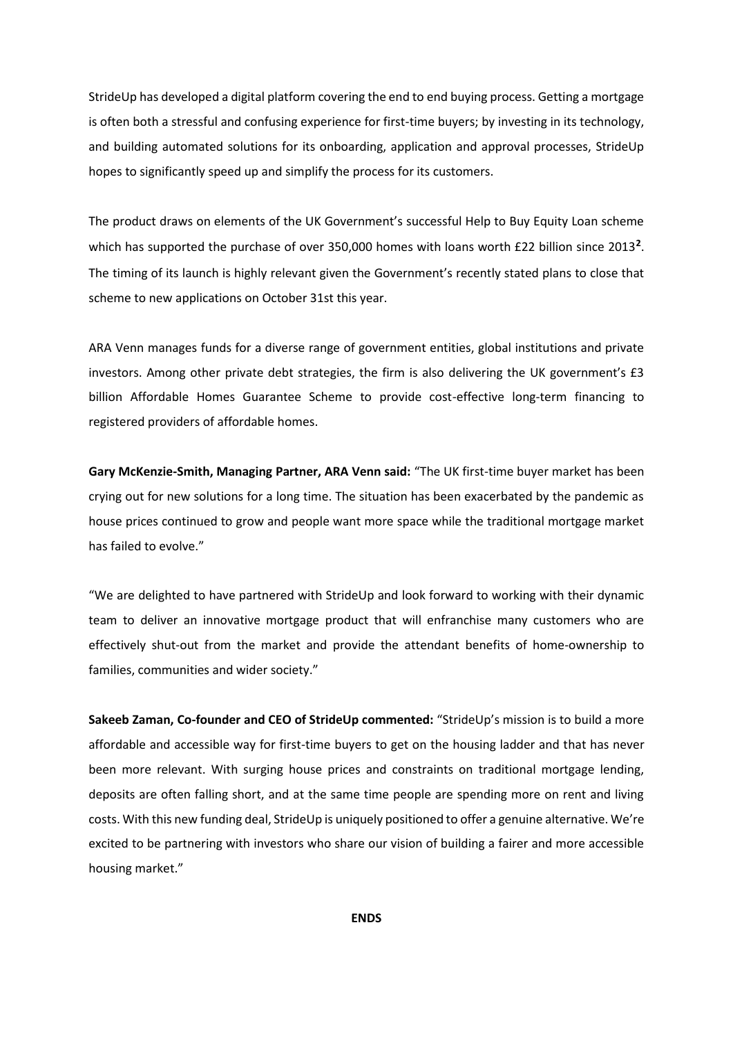StrideUp has developed a digital platform covering the end to end buying process. Getting a mortgage is often both a stressful and confusing experience for first-time buyers; by investing in its technology, and building automated solutions for its onboarding, application and approval processes, StrideUp hopes to significantly speed up and simplify the process for its customers.

The product draws on elements of the UK Government's successful Help to Buy Equity Loan scheme which has supported the purchase of over 350,000 homes with loans worth £22 billion since 2013[2]. The timing of its launch is highly relevant given the Government's recently stated plans to close that scheme to new applications on October 31st this year.

ARA Venn manages funds for a diverse range of government entities, global institutions and private investors. Among other private debt strategies, the firm is also delivering the UK government's £3 billion Affordable Homes Guarantee Scheme to provide cost-effective long-term financing to registered providers of affordable homes.

**Gary McKenzie-Smith, Managing Partner, ARA Venn said:** "The UK first-time buyer market has been crying out for new solutions for a long time. The situation has been exacerbated by the pandemic as house prices continued to grow and people want more space while the traditional mortgage market has failed to evolve."

"We are delighted to have partnered with StrideUp and look forward to working with their dynamic team to deliver an innovative mortgage product that will enfranchise many customers who are effectively shut-out from the market and provide the attendant benefits of home-ownership to families, communities and wider society."

**Sakeeb Zaman, Co-founder and CEO of StrideUp commented:** "StrideUp's mission is to build a more affordable and accessible way for first-time buyers to get on the housing ladder and that has never been more relevant. With surging house prices and constraints on traditional mortgage lending, deposits are often falling short, and at the same time people are spending more on rent and living costs. With this new funding deal, StrideUp is uniquely positioned to offer a genuine alternative. We're excited to be partnering with investors who share our vision of building a fairer and more accessible housing market."

**ENDS**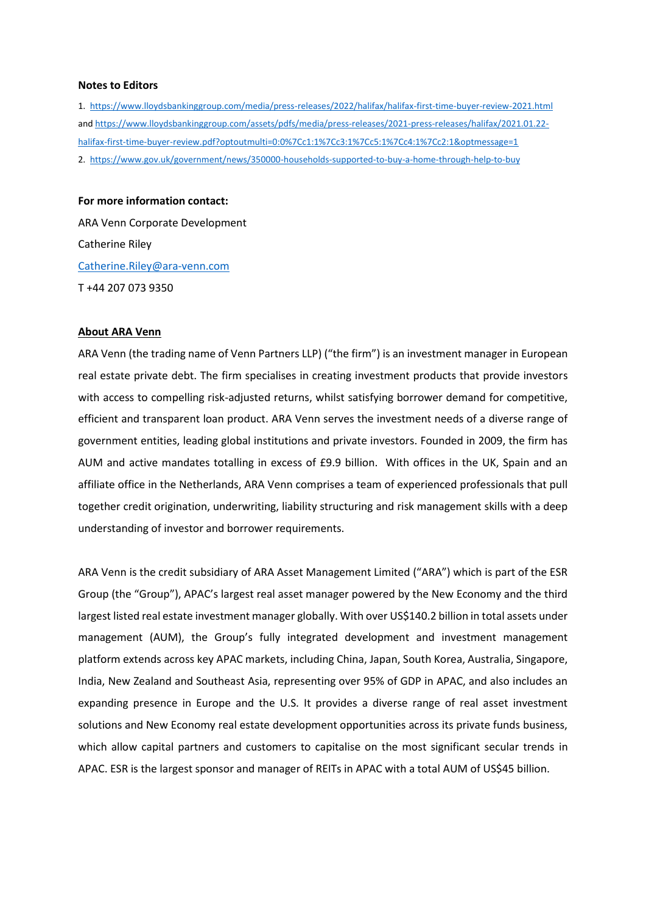**Notes to Editors**

1. https://www.lloydsbankinggroup.com/media/press-releases/2022/halifax/halifax-first-time-buyer-review-2021.html and https://www.lloydsbankinggroup.com/assets/pdfs/media/press-releases/2021-press-releases/halifax/2021.01.22-halifax-first-time-buyer-review.pdf?optoutmulti=0:0%7Cc1:1%7Cc3:1%7Cc5:1%7Cc4:1%7Cc2:1&optmessage=1
2. https://www.gov.uk/government/news/350000-households-supported-to-buy-a-home-through-help-to-buy

**For more information contact:**

ARA Venn Corporate Development

Catherine Riley

Catherine.Riley@ara-venn.com

T +44 207 073 9350

**About ARA Venn**

ARA Venn (the trading name of Venn Partners LLP) ("the firm") is an investment manager in European real estate private debt. The firm specialises in creating investment products that provide investors with access to compelling risk-adjusted returns, whilst satisfying borrower demand for competitive, efficient and transparent loan product. ARA Venn serves the investment needs of a diverse range of government entities, leading global institutions and private investors. Founded in 2009, the firm has AUM and active mandates totalling in excess of £9.9 billion. With offices in the UK, Spain and an affiliate office in the Netherlands, ARA Venn comprises a team of experienced professionals that pull together credit origination, underwriting, liability structuring and risk management skills with a deep understanding of investor and borrower requirements.

ARA Venn is the credit subsidiary of ARA Asset Management Limited ("ARA") which is part of the ESR Group (the "Group"), APAC's largest real asset manager powered by the New Economy and the third largest listed real estate investment manager globally. With over US$140.2 billion in total assets under management (AUM), the Group's fully integrated development and investment management platform extends across key APAC markets, including China, Japan, South Korea, Australia, Singapore, India, New Zealand and Southeast Asia, representing over 95% of GDP in APAC, and also includes an expanding presence in Europe and the U.S. It provides a diverse range of real asset investment solutions and New Economy real estate development opportunities across its private funds business, which allow capital partners and customers to capitalise on the most significant secular trends in APAC. ESR is the largest sponsor and manager of REITs in APAC with a total AUM of US$45 billion.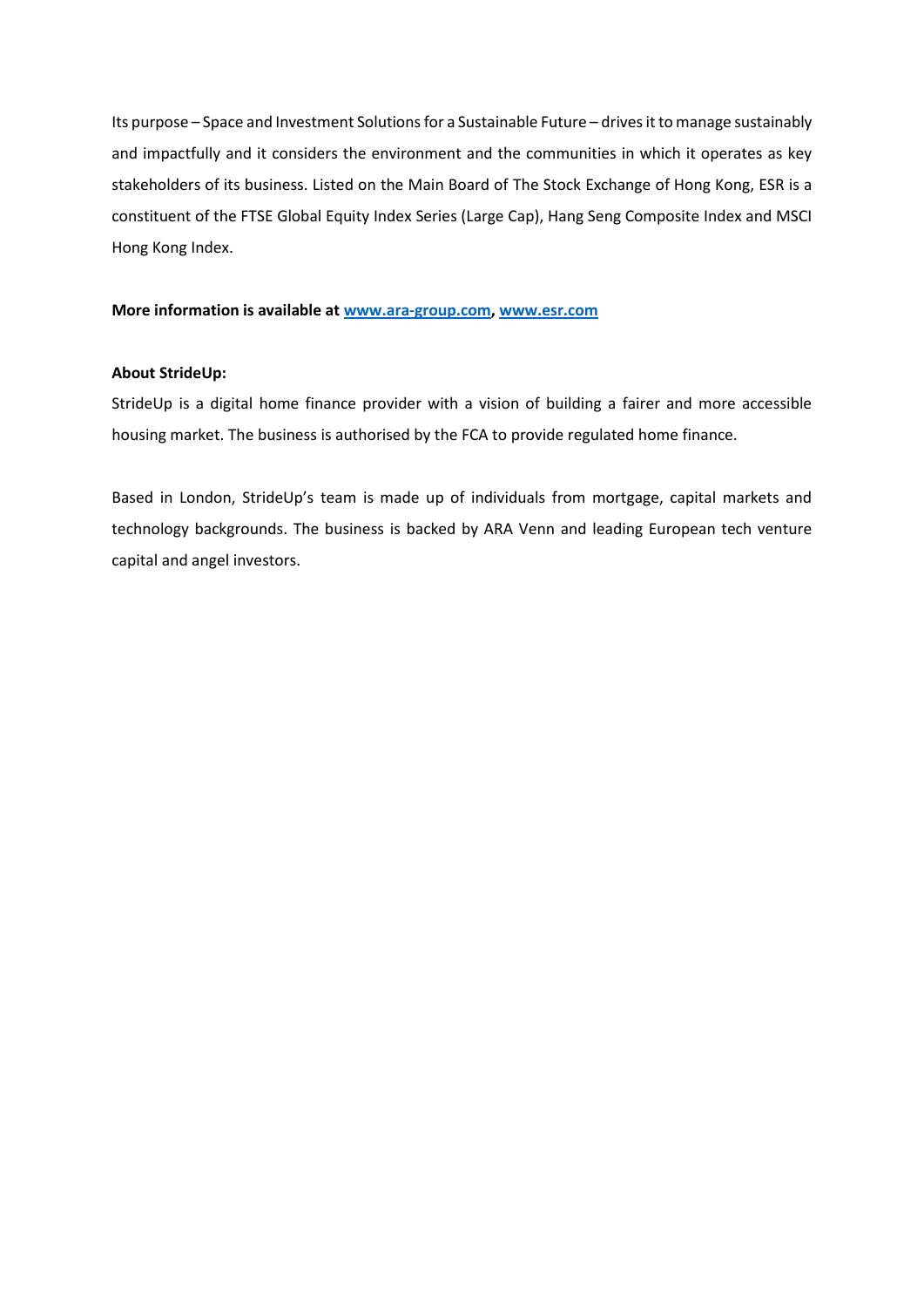Its purpose – Space and Investment Solutions for a Sustainable Future – drives it to manage sustainably and impactfully and it considers the environment and the communities in which it operates as key stakeholders of its business. Listed on the Main Board of The Stock Exchange of Hong Kong, ESR is a constituent of the FTSE Global Equity Index Series (Large Cap), Hang Seng Composite Index and MSCI Hong Kong Index.

**More information is available at [www.ara-group.com](http://www.ara-group.com), [www.esr.com](http://www.esr.com)**

**About StrideUp:**

StrideUp is a digital home finance provider with a vision of building a fairer and more accessible housing market. The business is authorised by the FCA to provide regulated home finance.

Based in London, StrideUp's team is made up of individuals from mortgage, capital markets and technology backgrounds. The business is backed by ARA Venn and leading European tech venture capital and angel investors.